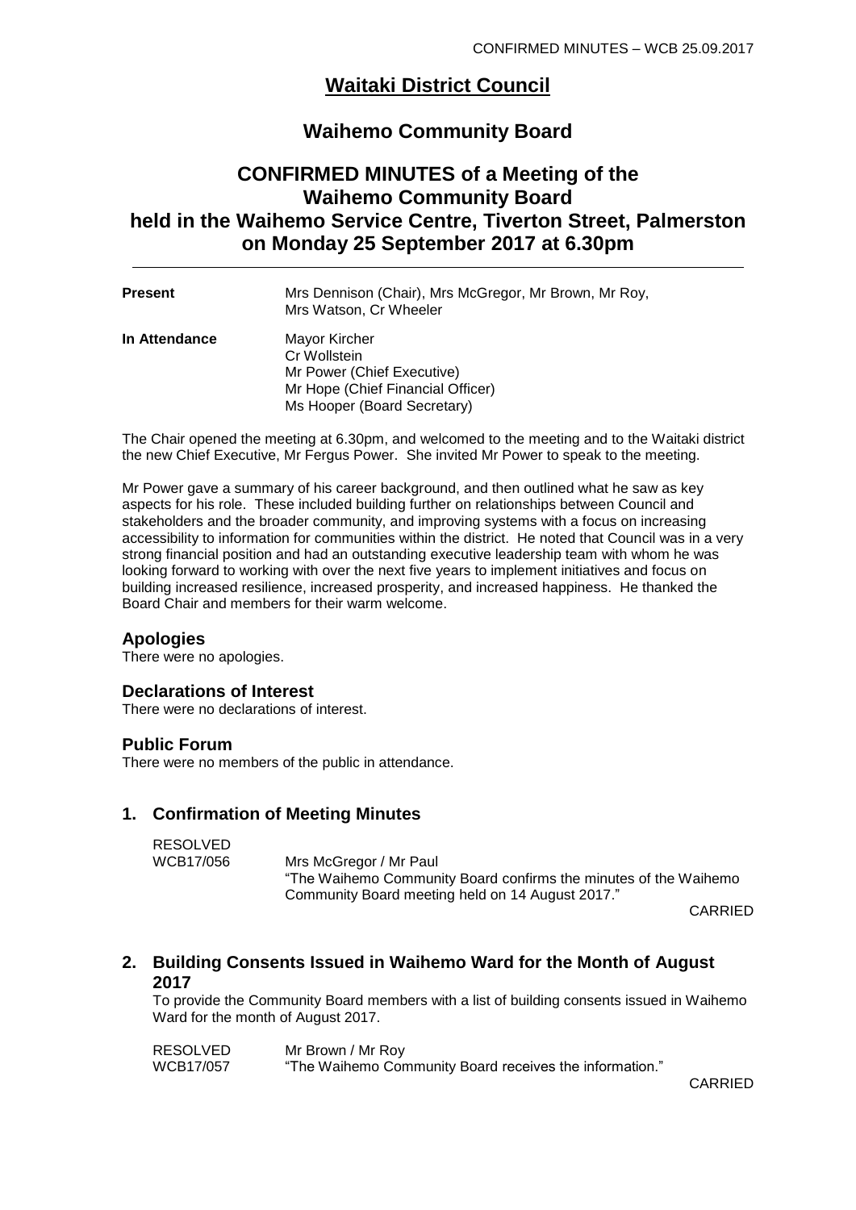# Waitaki District Council

## Waihemo Community Board

## CONFIRMED MINUTES of a Meeting of the Waihemo Community Board held in the Waihemo Service Centre, Tiverton Street, Palmerston on Monday 25 September 2017 at 6.30pm

| | |
|---|---|
| **Present** | Mrs Dennison (Chair), Mrs McGregor, Mr Brown, Mr Roy, Mrs Watson, Cr Wheeler |
| **In Attendance** | Mayor Kircher<br>Cr Wollstein<br>Mr Power (Chief Executive)<br>Mr Hope (Chief Financial Officer)<br>Ms Hooper (Board Secretary) |

The Chair opened the meeting at 6.30pm, and welcomed to the meeting and to the Waitaki district the new Chief Executive, Mr Fergus Power. She invited Mr Power to speak to the meeting.

Mr Power gave a summary of his career background, and then outlined what he saw as key aspects for his role. These included building further on relationships between Council and stakeholders and the broader community, and improving systems with a focus on increasing accessibility to information for communities within the district. He noted that Council was in a very strong financial position and had an outstanding executive leadership team with whom he was looking forward to working with over the next five years to implement initiatives and focus on building increased resilience, increased prosperity, and increased happiness. He thanked the Board Chair and members for their warm welcome.

### Apologies

There were no apologies.

### Declarations of Interest

There were no declarations of interest.

### Public Forum

There were no members of the public in attendance.

### 1. Confirmation of Meeting Minutes

RESOLVED
WCB17/056 — Mrs McGregor / Mr Paul
"The Waihemo Community Board confirms the minutes of the Waihemo Community Board meeting held on 14 August 2017."

CARRIED

### 2. Building Consents Issued in Waihemo Ward for the Month of August 2017

To provide the Community Board members with a list of building consents issued in Waihemo Ward for the month of August 2017.

RESOLVED — Mr Brown / Mr Roy
WCB17/057 — "The Waihemo Community Board receives the information."

CARRIED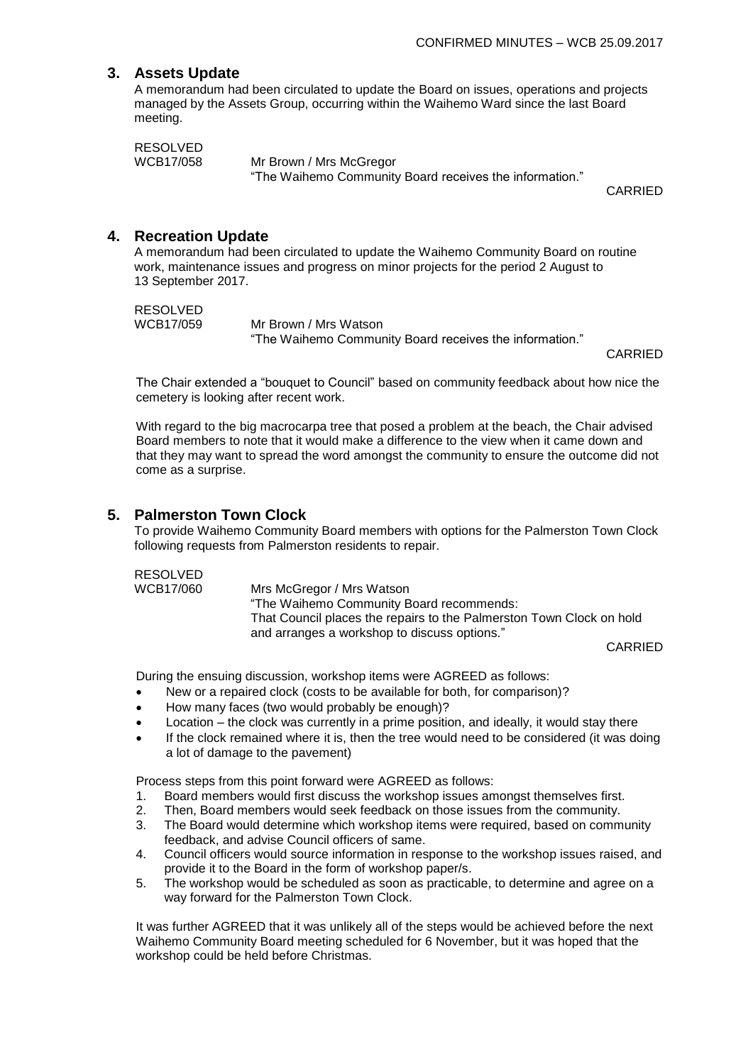## 3. Assets Update

A memorandum had been circulated to update the Board on issues, operations and projects managed by the Assets Group, occurring within the Waihemo Ward since the last Board meeting.

RESOLVED
WCB17/058 Mr Brown / Mrs McGregor
"The Waihemo Community Board receives the information."

CARRIED

## 4. Recreation Update

A memorandum had been circulated to update the Waihemo Community Board on routine work, maintenance issues and progress on minor projects for the period 2 August to 13 September 2017.

RESOLVED
WCB17/059 Mr Brown / Mrs Watson
"The Waihemo Community Board receives the information."

CARRIED

The Chair extended a "bouquet to Council" based on community feedback about how nice the cemetery is looking after recent work.

With regard to the big macrocarpa tree that posed a problem at the beach, the Chair advised Board members to note that it would make a difference to the view when it came down and that they may want to spread the word amongst the community to ensure the outcome did not come as a surprise.

## 5. Palmerston Town Clock

To provide Waihemo Community Board members with options for the Palmerston Town Clock following requests from Palmerston residents to repair.

RESOLVED
WCB17/060 Mrs McGregor / Mrs Watson
"The Waihemo Community Board recommends:
That Council places the repairs to the Palmerston Town Clock on hold and arranges a workshop to discuss options."

CARRIED

During the ensuing discussion, workshop items were AGREED as follows:

- New or a repaired clock (costs to be available for both, for comparison)?
- How many faces (two would probably be enough)?
- Location – the clock was currently in a prime position, and ideally, it would stay there
- If the clock remained where it is, then the tree would need to be considered (it was doing a lot of damage to the pavement)

Process steps from this point forward were AGREED as follows:

1. Board members would first discuss the workshop issues amongst themselves first.
2. Then, Board members would seek feedback on those issues from the community.
3. The Board would determine which workshop items were required, based on community feedback, and advise Council officers of same.
4. Council officers would source information in response to the workshop issues raised, and provide it to the Board in the form of workshop paper/s.
5. The workshop would be scheduled as soon as practicable, to determine and agree on a way forward for the Palmerston Town Clock.

It was further AGREED that it was unlikely all of the steps would be achieved before the next Waihemo Community Board meeting scheduled for 6 November, but it was hoped that the workshop could be held before Christmas.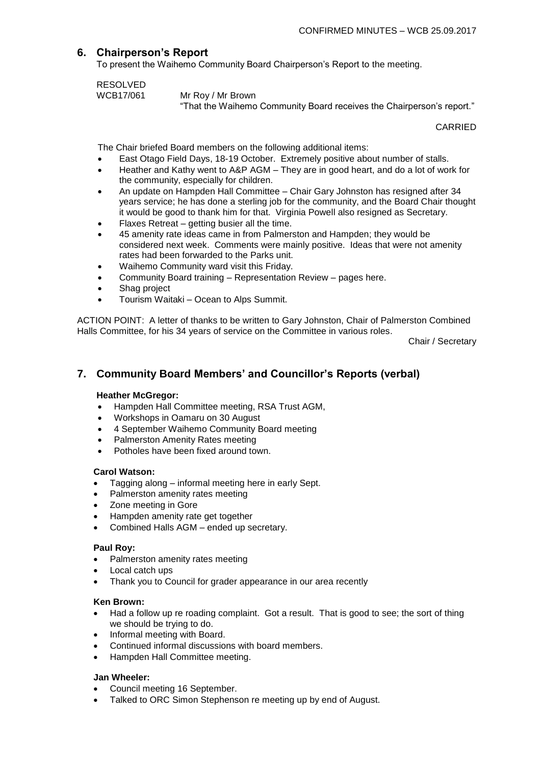## 6. Chairperson's Report

To present the Waihemo Community Board Chairperson's Report to the meeting.

RESOLVED
WCB17/061 Mr Roy / Mr Brown
"That the Waihemo Community Board receives the Chairperson's report."

CARRIED

The Chair briefed Board members on the following additional items:

- East Otago Field Days, 18-19 October. Extremely positive about number of stalls.
- Heather and Kathy went to A&P AGM – They are in good heart, and do a lot of work for the community, especially for children.
- An update on Hampden Hall Committee – Chair Gary Johnston has resigned after 34 years service; he has done a sterling job for the community, and the Board Chair thought it would be good to thank him for that. Virginia Powell also resigned as Secretary.
- Flaxes Retreat – getting busier all the time.
- 45 amenity rate ideas came in from Palmerston and Hampden; they would be considered next week. Comments were mainly positive. Ideas that were not amenity rates had been forwarded to the Parks unit.
- Waihemo Community ward visit this Friday.
- Community Board training – Representation Review – pages here.
- Shag project
- Tourism Waitaki – Ocean to Alps Summit.

ACTION POINT: A letter of thanks to be written to Gary Johnston, Chair of Palmerston Combined Halls Committee, for his 34 years of service on the Committee in various roles.

Chair / Secretary

## 7. Community Board Members' and Councillor's Reports (verbal)

**Heather McGregor:**

- Hampden Hall Committee meeting, RSA Trust AGM,
- Workshops in Oamaru on 30 August
- 4 September Waihemo Community Board meeting
- Palmerston Amenity Rates meeting
- Potholes have been fixed around town.

**Carol Watson:**

- Tagging along – informal meeting here in early Sept.
- Palmerston amenity rates meeting
- Zone meeting in Gore
- Hampden amenity rate get together
- Combined Halls AGM – ended up secretary.

**Paul Roy:**

- Palmerston amenity rates meeting
- Local catch ups
- Thank you to Council for grader appearance in our area recently

**Ken Brown:**

- Had a follow up re roading complaint. Got a result. That is good to see; the sort of thing we should be trying to do.
- Informal meeting with Board.
- Continued informal discussions with board members.
- Hampden Hall Committee meeting.

**Jan Wheeler:**

- Council meeting 16 September.
- Talked to ORC Simon Stephenson re meeting up by end of August.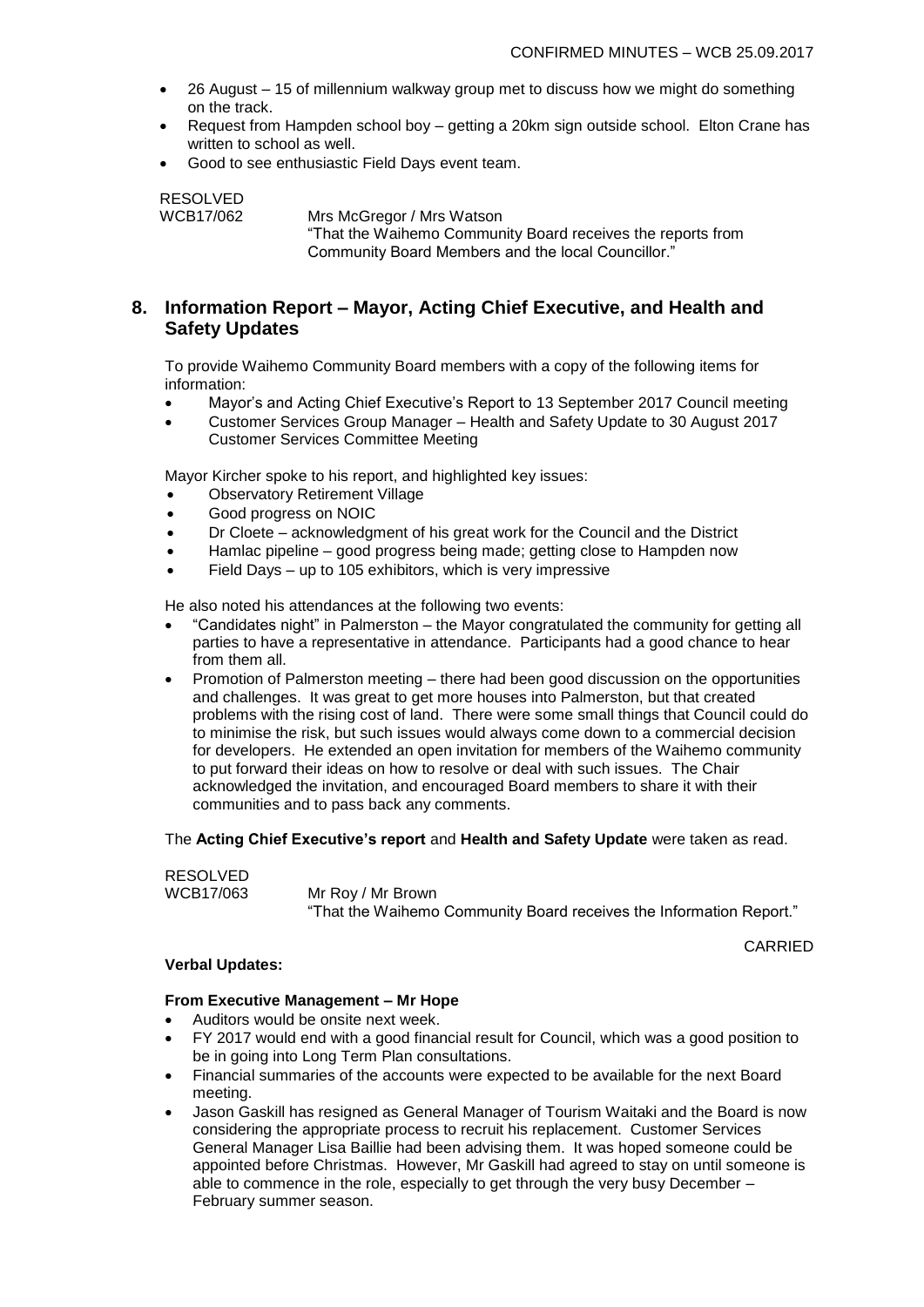- 26 August – 15 of millennium walkway group met to discuss how we might do something on the track.
- Request from Hampden school boy – getting a 20km sign outside school. Elton Crane has written to school as well.
- Good to see enthusiastic Field Days event team.

RESOLVED
WCB17/062 Mrs McGregor / Mrs Watson
"That the Waihemo Community Board receives the reports from Community Board Members and the local Councillor."

## 8. Information Report – Mayor, Acting Chief Executive, and Health and Safety Updates

To provide Waihemo Community Board members with a copy of the following items for information:

- Mayor's and Acting Chief Executive's Report to 13 September 2017 Council meeting
- Customer Services Group Manager – Health and Safety Update to 30 August 2017 Customer Services Committee Meeting

Mayor Kircher spoke to his report, and highlighted key issues:

- Observatory Retirement Village
- Good progress on NOIC
- Dr Cloete – acknowledgment of his great work for the Council and the District
- Hamlac pipeline – good progress being made; getting close to Hampden now
- Field Days – up to 105 exhibitors, which is very impressive

He also noted his attendances at the following two events:

- "Candidates night" in Palmerston – the Mayor congratulated the community for getting all parties to have a representative in attendance. Participants had a good chance to hear from them all.
- Promotion of Palmerston meeting – there had been good discussion on the opportunities and challenges. It was great to get more houses into Palmerston, but that created problems with the rising cost of land. There were some small things that Council could do to minimise the risk, but such issues would always come down to a commercial decision for developers. He extended an open invitation for members of the Waihemo community to put forward their ideas on how to resolve or deal with such issues. The Chair acknowledged the invitation, and encouraged Board members to share it with their communities and to pass back any comments.

The **Acting Chief Executive's report** and **Health and Safety Update** were taken as read.

RESOLVED
WCB17/063 Mr Roy / Mr Brown
"That the Waihemo Community Board receives the Information Report."

CARRIED

**Verbal Updates:**

**From Executive Management – Mr Hope**

- Auditors would be onsite next week.
- FY 2017 would end with a good financial result for Council, which was a good position to be in going into Long Term Plan consultations.
- Financial summaries of the accounts were expected to be available for the next Board meeting.
- Jason Gaskill has resigned as General Manager of Tourism Waitaki and the Board is now considering the appropriate process to recruit his replacement. Customer Services General Manager Lisa Baillie had been advising them. It was hoped someone could be appointed before Christmas. However, Mr Gaskill had agreed to stay on until someone is able to commence in the role, especially to get through the very busy December – February summer season.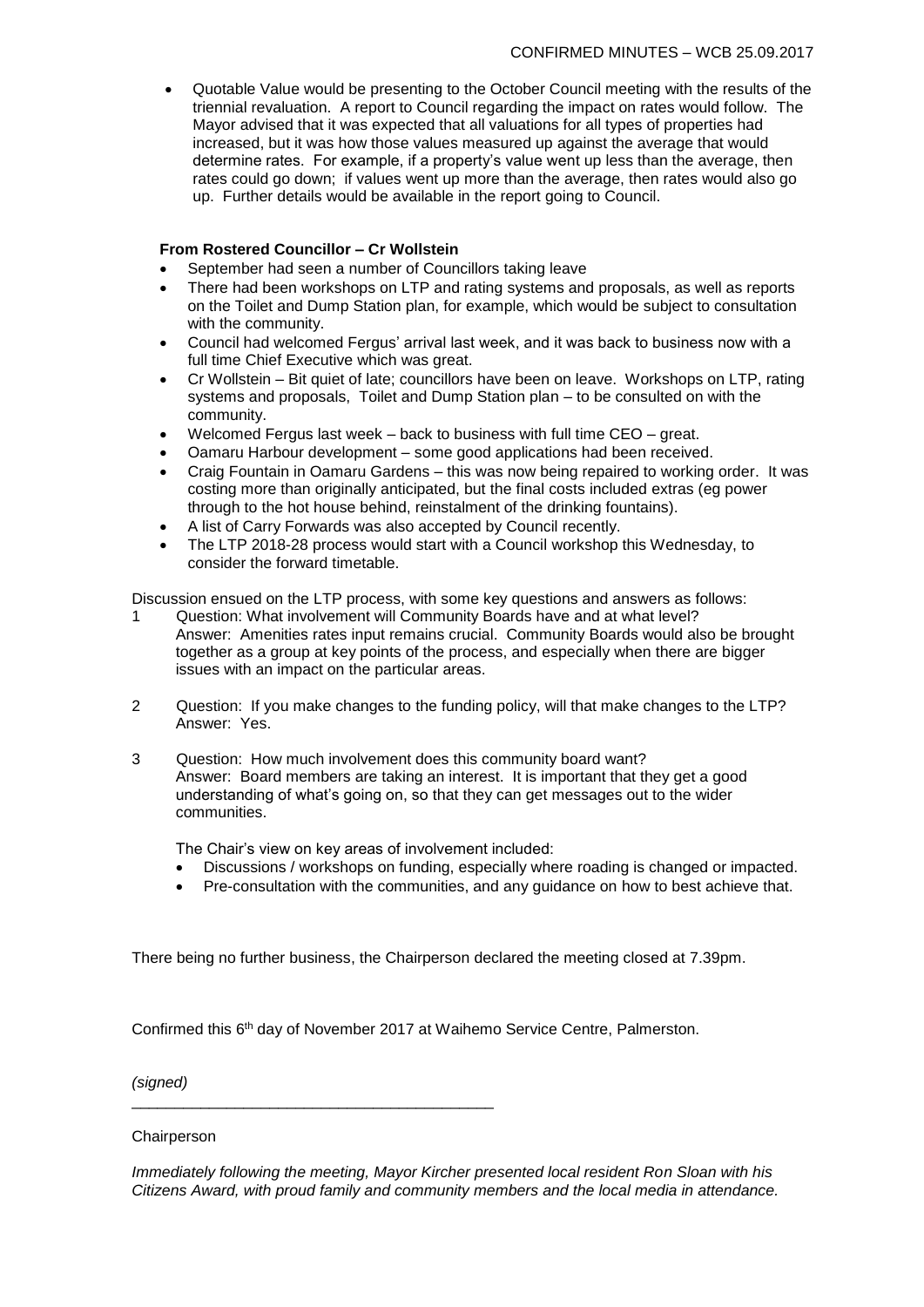- Quotable Value would be presenting to the October Council meeting with the results of the triennial revaluation. A report to Council regarding the impact on rates would follow. The Mayor advised that it was expected that all valuations for all types of properties had increased, but it was how those values measured up against the average that would determine rates. For example, if a property's value went up less than the average, then rates could go down; if values went up more than the average, then rates would also go up. Further details would be available in the report going to Council.

**From Rostered Councillor – Cr Wollstein**

- September had seen a number of Councillors taking leave
- There had been workshops on LTP and rating systems and proposals, as well as reports on the Toilet and Dump Station plan, for example, which would be subject to consultation with the community.
- Council had welcomed Fergus' arrival last week, and it was back to business now with a full time Chief Executive which was great.
- Cr Wollstein – Bit quiet of late; councillors have been on leave. Workshops on LTP, rating systems and proposals, Toilet and Dump Station plan – to be consulted on with the community.
- Welcomed Fergus last week – back to business with full time CEO – great.
- Oamaru Harbour development – some good applications had been received.
- Craig Fountain in Oamaru Gardens – this was now being repaired to working order. It was costing more than originally anticipated, but the final costs included extras (eg power through to the hot house behind, reinstalment of the drinking fountains).
- A list of Carry Forwards was also accepted by Council recently.
- The LTP 2018-28 process would start with a Council workshop this Wednesday, to consider the forward timetable.

Discussion ensued on the LTP process, with some key questions and answers as follows:

1. Question: What involvement will Community Boards have and at what level?
   Answer: Amenities rates input remains crucial. Community Boards would also be brought together as a group at key points of the process, and especially when there are bigger issues with an impact on the particular areas.

2. Question: If you make changes to the funding policy, will that make changes to the LTP?
   Answer: Yes.

3. Question: How much involvement does this community board want?
   Answer: Board members are taking an interest. It is important that they get a good understanding of what's going on, so that they can get messages out to the wider communities.

   The Chair's view on key areas of involvement included:
   - Discussions / workshops on funding, especially where roading is changed or impacted.
   - Pre-consultation with the communities, and any guidance on how to best achieve that.

There being no further business, the Chairperson declared the meeting closed at 7.39pm.

Confirmed this 6th day of November 2017 at Waihemo Service Centre, Palmerston.

*(signed)*

\_\_\_\_\_\_\_\_\_\_\_\_\_\_\_\_\_\_\_\_\_\_\_\_\_\_\_\_\_\_\_\_\_\_\_\_\_\_\_\_

Chairperson

*Immediately following the meeting, Mayor Kircher presented local resident Ron Sloan with his Citizens Award, with proud family and community members and the local media in attendance.*